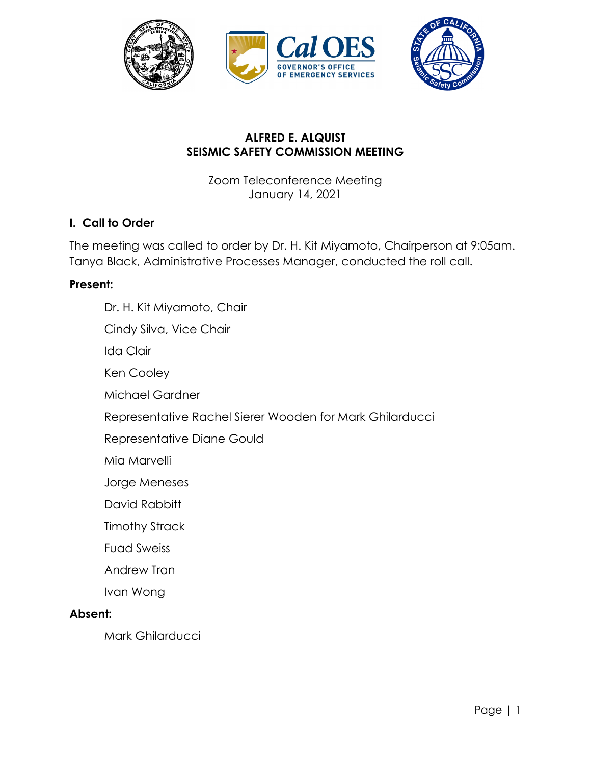# ALFRED E. ALQUIST
# SEISMIC SAFETY COMMISSION MEETING

Zoom Teleconference Meeting
January 14, 2021

## I. Call to Order

The meeting was called to order by Dr. H. Kit Miyamoto, Chairperson at 9:05am. Tanya Black, Administrative Processes Manager, conducted the roll call.

**Present:**

- Dr. H. Kit Miyamoto, Chair
- Cindy Silva, Vice Chair
- Ida Clair
- Ken Cooley
- Michael Gardner
- Representative Rachel Sierer Wooden for Mark Ghilarducci
- Representative Diane Gould
- Mia Marvelli
- Jorge Meneses
- David Rabbitt
- Timothy Strack
- Fuad Sweiss
- Andrew Tran
- Ivan Wong

**Absent:**

- Mark Ghilarducci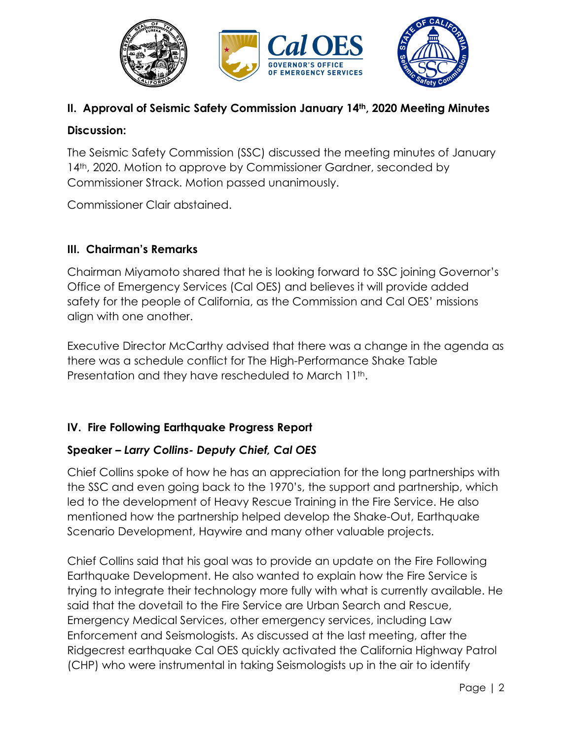## II. Approval of Seismic Safety Commission January 14th, 2020 Meeting Minutes

**Discussion:**

The Seismic Safety Commission (SSC) discussed the meeting minutes of January 14th, 2020. Motion to approve by Commissioner Gardner, seconded by Commissioner Strack. Motion passed unanimously.

Commissioner Clair abstained.

## III. Chairman's Remarks

Chairman Miyamoto shared that he is looking forward to SSC joining Governor's Office of Emergency Services (Cal OES) and believes it will provide added safety for the people of California, as the Commission and Cal OES' missions align with one another.

Executive Director McCarthy advised that there was a change in the agenda as there was a schedule conflict for The High-Performance Shake Table Presentation and they have rescheduled to March 11th.

## IV. Fire Following Earthquake Progress Report

**Speaker – *Larry Collins- Deputy Chief, Cal OES***

Chief Collins spoke of how he has an appreciation for the long partnerships with the SSC and even going back to the 1970's, the support and partnership, which led to the development of Heavy Rescue Training in the Fire Service. He also mentioned how the partnership helped develop the Shake-Out, Earthquake Scenario Development, Haywire and many other valuable projects.

Chief Collins said that his goal was to provide an update on the Fire Following Earthquake Development. He also wanted to explain how the Fire Service is trying to integrate their technology more fully with what is currently available. He said that the dovetail to the Fire Service are Urban Search and Rescue, Emergency Medical Services, other emergency services, including Law Enforcement and Seismologists. As discussed at the last meeting, after the Ridgecrest earthquake Cal OES quickly activated the California Highway Patrol (CHP) who were instrumental in taking Seismologists up in the air to identify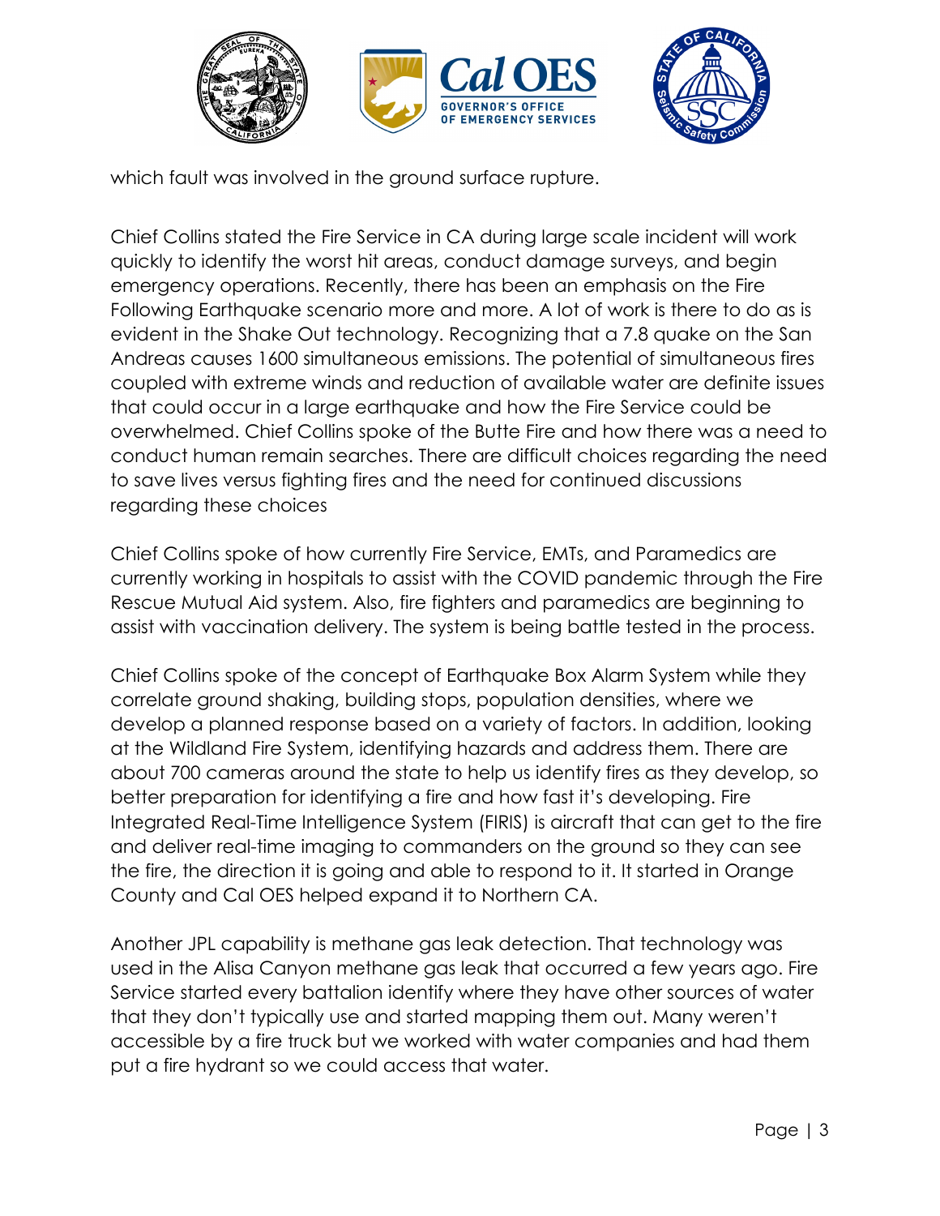which fault was involved in the ground surface rupture.

Chief Collins stated the Fire Service in CA during large scale incident will work quickly to identify the worst hit areas, conduct damage surveys, and begin emergency operations. Recently, there has been an emphasis on the Fire Following Earthquake scenario more and more. A lot of work is there to do as is evident in the Shake Out technology. Recognizing that a 7.8 quake on the San Andreas causes 1600 simultaneous emissions. The potential of simultaneous fires coupled with extreme winds and reduction of available water are definite issues that could occur in a large earthquake and how the Fire Service could be overwhelmed. Chief Collins spoke of the Butte Fire and how there was a need to conduct human remain searches. There are difficult choices regarding the need to save lives versus fighting fires and the need for continued discussions regarding these choices

Chief Collins spoke of how currently Fire Service, EMTs, and Paramedics are currently working in hospitals to assist with the COVID pandemic through the Fire Rescue Mutual Aid system. Also, fire fighters and paramedics are beginning to assist with vaccination delivery. The system is being battle tested in the process.

Chief Collins spoke of the concept of Earthquake Box Alarm System while they correlate ground shaking, building stops, population densities, where we develop a planned response based on a variety of factors. In addition, looking at the Wildland Fire System, identifying hazards and address them. There are about 700 cameras around the state to help us identify fires as they develop, so better preparation for identifying a fire and how fast it's developing. Fire Integrated Real-Time Intelligence System (FIRIS) is aircraft that can get to the fire and deliver real-time imaging to commanders on the ground so they can see the fire, the direction it is going and able to respond to it. It started in Orange County and Cal OES helped expand it to Northern CA.

Another JPL capability is methane gas leak detection. That technology was used in the Alisa Canyon methane gas leak that occurred a few years ago. Fire Service started every battalion identify where they have other sources of water that they don't typically use and started mapping them out. Many weren't accessible by a fire truck but we worked with water companies and had them put a fire hydrant so we could access that water.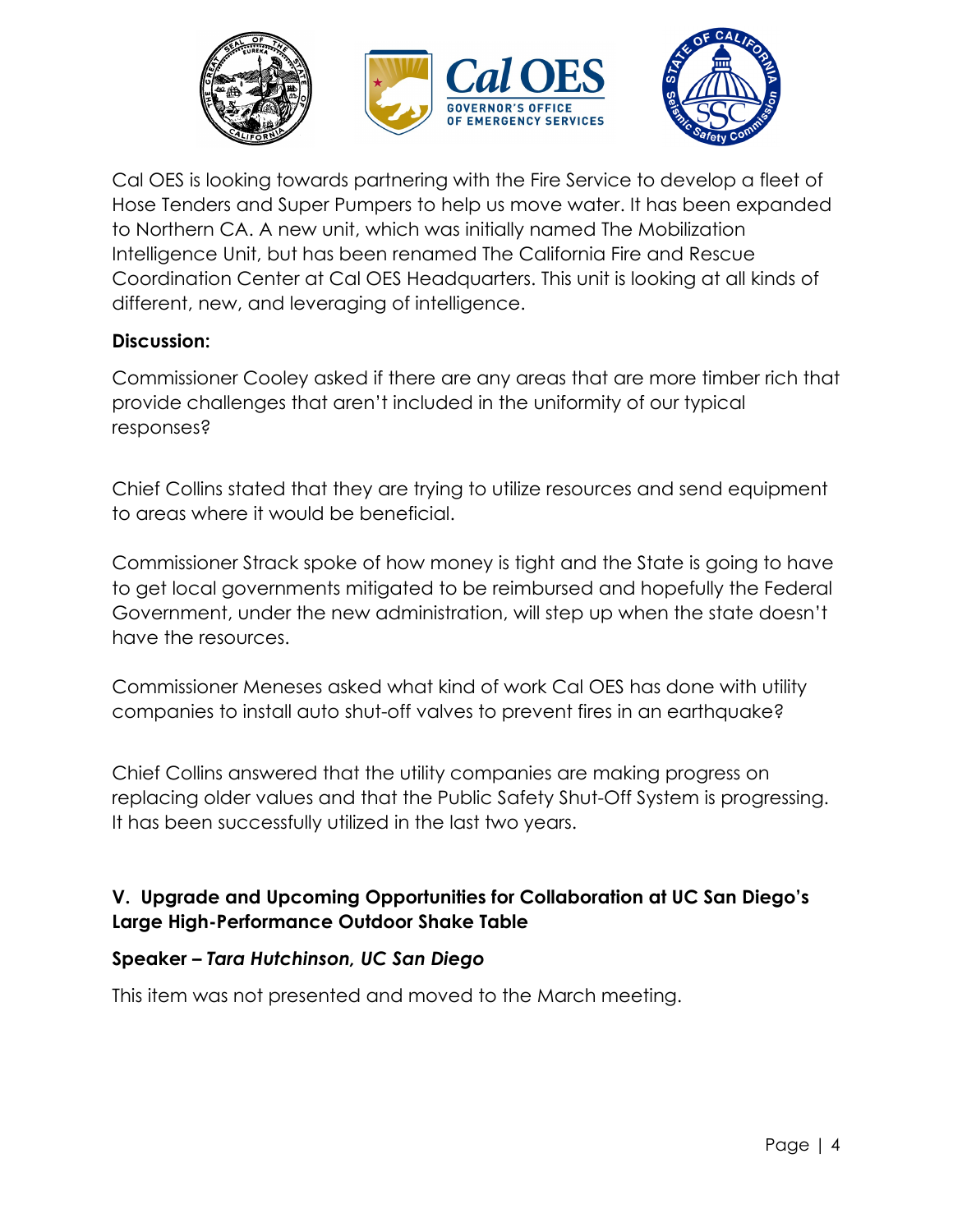Cal OES is looking towards partnering with the Fire Service to develop a fleet of Hose Tenders and Super Pumpers to help us move water. It has been expanded to Northern CA. A new unit, which was initially named The Mobilization Intelligence Unit, but has been renamed The California Fire and Rescue Coordination Center at Cal OES Headquarters. This unit is looking at all kinds of different, new, and leveraging of intelligence.

**Discussion:**

Commissioner Cooley asked if there are any areas that are more timber rich that provide challenges that aren't included in the uniformity of our typical responses?

Chief Collins stated that they are trying to utilize resources and send equipment to areas where it would be beneficial.

Commissioner Strack spoke of how money is tight and the State is going to have to get local governments mitigated to be reimbursed and hopefully the Federal Government, under the new administration, will step up when the state doesn't have the resources.

Commissioner Meneses asked what kind of work Cal OES has done with utility companies to install auto shut-off valves to prevent fires in an earthquake?

Chief Collins answered that the utility companies are making progress on replacing older values and that the Public Safety Shut-Off System is progressing. It has been successfully utilized in the last two years.

## V. Upgrade and Upcoming Opportunities for Collaboration at UC San Diego's Large High-Performance Outdoor Shake Table

**Speaker – *Tara Hutchinson, UC San Diego***

This item was not presented and moved to the March meeting.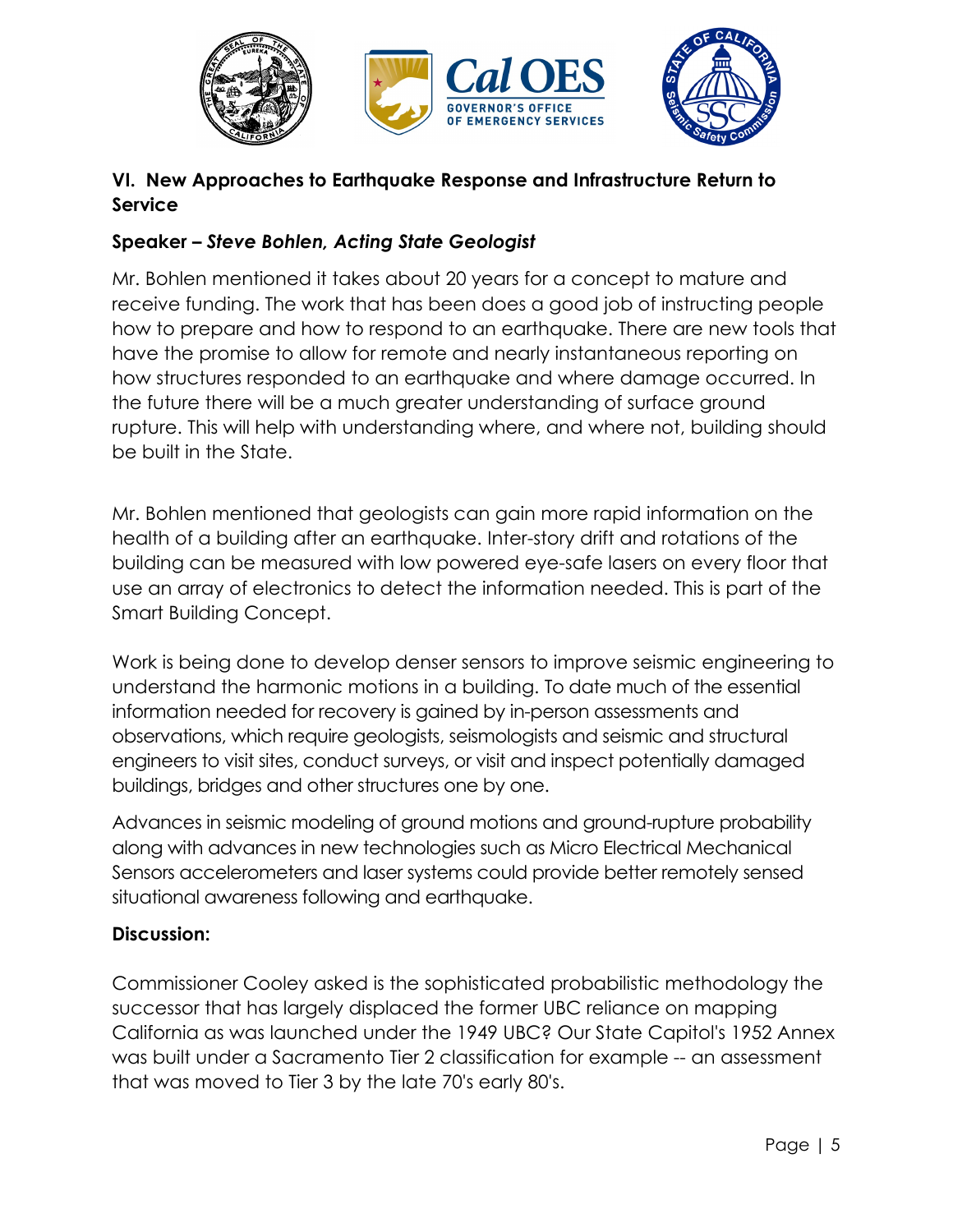### VI. New Approaches to Earthquake Response and Infrastructure Return to Service

**Speaker – *Steve Bohlen, Acting State Geologist***

Mr. Bohlen mentioned it takes about 20 years for a concept to mature and receive funding. The work that has been does a good job of instructing people how to prepare and how to respond to an earthquake. There are new tools that have the promise to allow for remote and nearly instantaneous reporting on how structures responded to an earthquake and where damage occurred. In the future there will be a much greater understanding of surface ground rupture. This will help with understanding where, and where not, building should be built in the State.

Mr. Bohlen mentioned that geologists can gain more rapid information on the health of a building after an earthquake. Inter-story drift and rotations of the building can be measured with low powered eye-safe lasers on every floor that use an array of electronics to detect the information needed. This is part of the Smart Building Concept.

Work is being done to develop denser sensors to improve seismic engineering to understand the harmonic motions in a building. To date much of the essential information needed for recovery is gained by in-person assessments and observations, which require geologists, seismologists and seismic and structural engineers to visit sites, conduct surveys, or visit and inspect potentially damaged buildings, bridges and other structures one by one.

Advances in seismic modeling of ground motions and ground-rupture probability along with advances in new technologies such as Micro Electrical Mechanical Sensors accelerometers and laser systems could provide better remotely sensed situational awareness following and earthquake.

**Discussion:**

Commissioner Cooley asked is the sophisticated probabilistic methodology the successor that has largely displaced the former UBC reliance on mapping California as was launched under the 1949 UBC? Our State Capitol's 1952 Annex was built under a Sacramento Tier 2 classification for example -- an assessment that was moved to Tier 3 by the late 70's early 80's.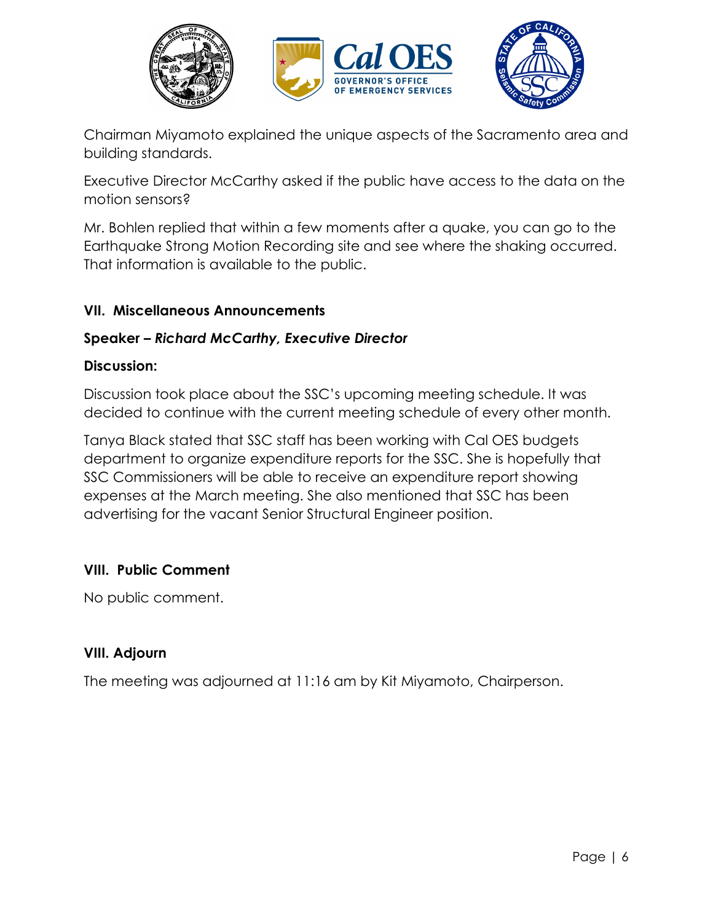Chairman Miyamoto explained the unique aspects of the Sacramento area and building standards.

Executive Director McCarthy asked if the public have access to the data on the motion sensors?

Mr. Bohlen replied that within a few moments after a quake, you can go to the Earthquake Strong Motion Recording site and see where the shaking occurred. That information is available to the public.

## VII. Miscellaneous Announcements

**Speaker – *Richard McCarthy, Executive Director***

**Discussion:**

Discussion took place about the SSC's upcoming meeting schedule. It was decided to continue with the current meeting schedule of every other month.

Tanya Black stated that SSC staff has been working with Cal OES budgets department to organize expenditure reports for the SSC. She is hopefully that SSC Commissioners will be able to receive an expenditure report showing expenses at the March meeting. She also mentioned that SSC has been advertising for the vacant Senior Structural Engineer position.

## VIII. Public Comment

No public comment.

## VIII. Adjourn

The meeting was adjourned at 11:16 am by Kit Miyamoto, Chairperson.